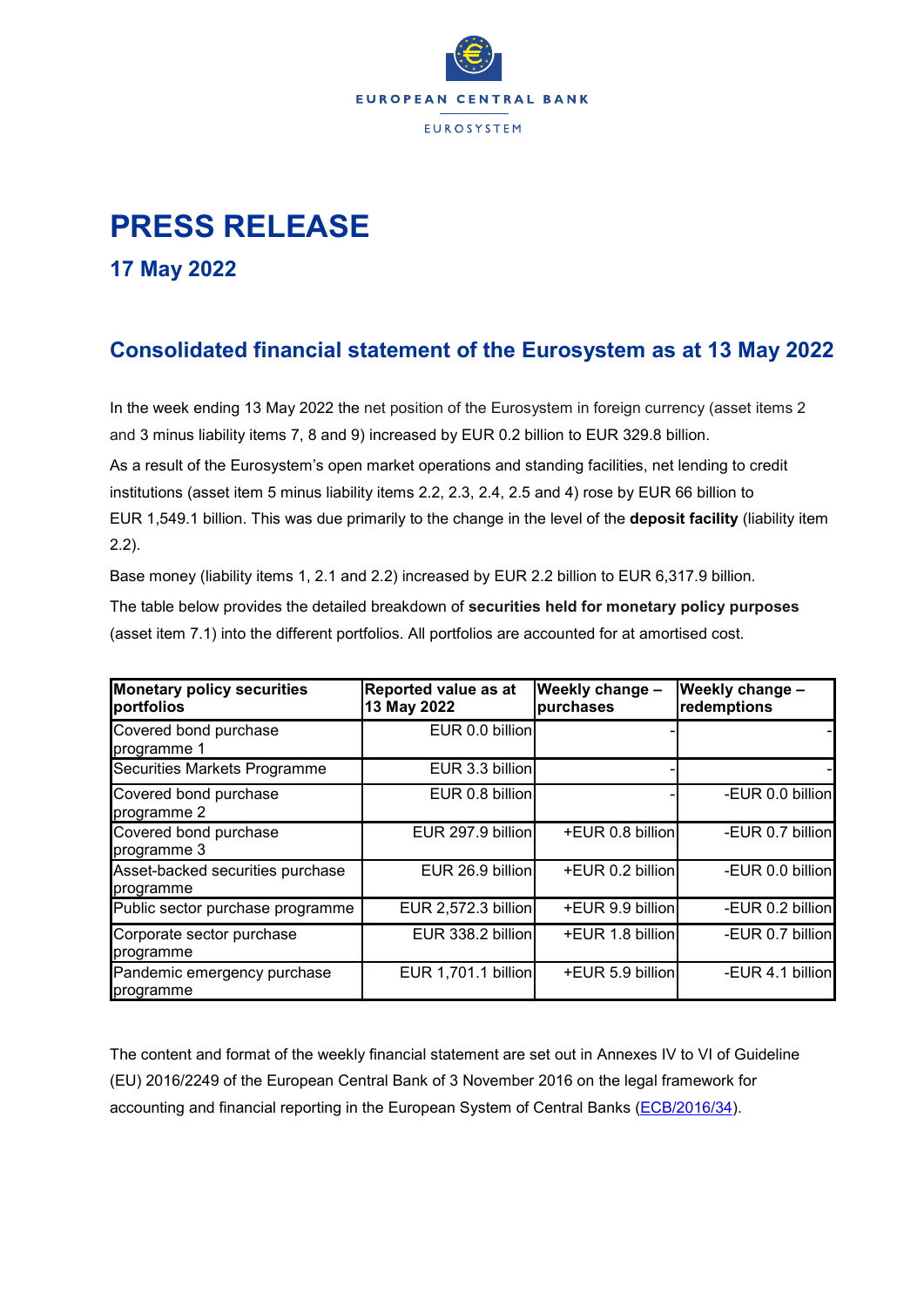# PRESS RELEASE

## 17 May 2022

## Consolidated financial statement of the Eurosystem as at 13 May 2022

In the week ending 13 May 2022 the net position of the Eurosystem in foreign currency (asset items 2 and 3 minus liability items 7, 8 and 9) increased by EUR 0.2 billion to EUR 329.8 billion.

As a result of the Eurosystem's open market operations and standing facilities, net lending to credit institutions (asset item 5 minus liability items 2.2, 2.3, 2.4, 2.5 and 4) rose by EUR 66 billion to EUR 1,549.1 billion. This was due primarily to the change in the level of the **deposit facility** (liability item 2.2).

Base money (liability items 1, 2.1 and 2.2) increased by EUR 2.2 billion to EUR 6,317.9 billion.

The table below provides the detailed breakdown of **securities held for monetary policy purposes** (asset item 7.1) into the different portfolios. All portfolios are accounted for at amortised cost.

| Monetary policy securities portfolios | Reported value as at 13 May 2022 | Weekly change – purchases | Weekly change – redemptions |
|---|---|---|---|
| Covered bond purchase programme 1 | EUR 0.0 billion | - | - |
| Securities Markets Programme | EUR 3.3 billion | - | - |
| Covered bond purchase programme 2 | EUR 0.8 billion | - | -EUR 0.0 billion |
| Covered bond purchase programme 3 | EUR 297.9 billion | +EUR 0.8 billion | -EUR 0.7 billion |
| Asset-backed securities purchase programme | EUR 26.9 billion | +EUR 0.2 billion | -EUR 0.0 billion |
| Public sector purchase programme | EUR 2,572.3 billion | +EUR 9.9 billion | -EUR 0.2 billion |
| Corporate sector purchase programme | EUR 338.2 billion | +EUR 1.8 billion | -EUR 0.7 billion |
| Pandemic emergency purchase programme | EUR 1,701.1 billion | +EUR 5.9 billion | -EUR 4.1 billion |

The content and format of the weekly financial statement are set out in Annexes IV to VI of Guideline (EU) 2016/2249 of the European Central Bank of 3 November 2016 on the legal framework for accounting and financial reporting in the European System of Central Banks (ECB/2016/34).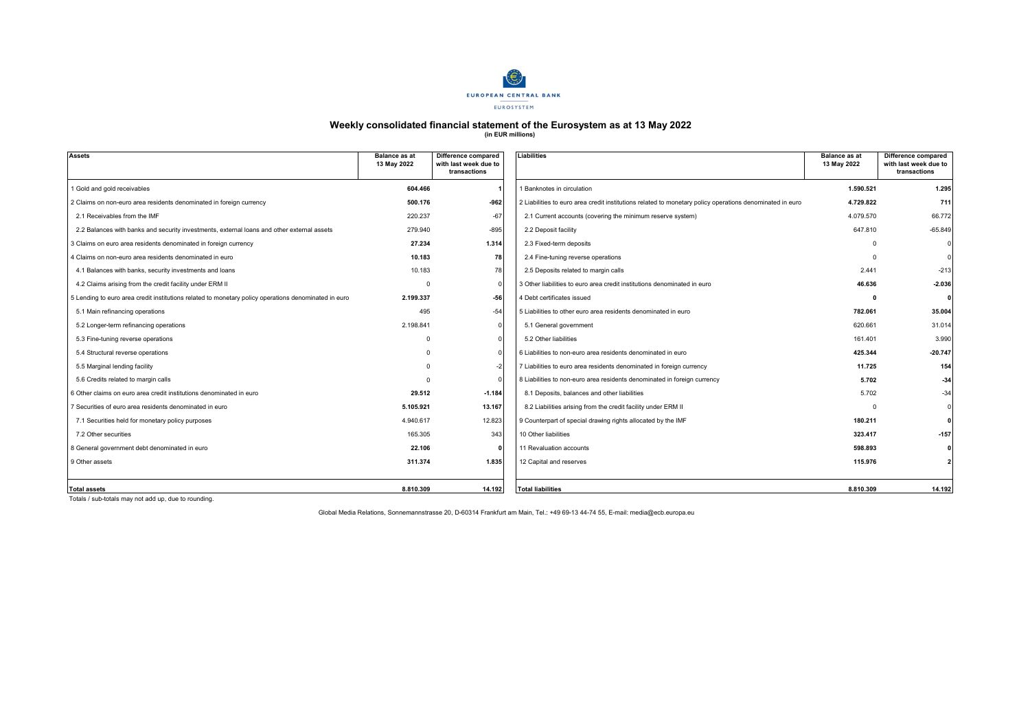EUROPEAN CENTRAL BANK

EUROSYSTEM

# Weekly consolidated financial statement of the Eurosystem as at 13 May 2022

**(in EUR millions)**

| Assets | Balance as at 13 May 2022 | Difference compared with last week due to transactions |
|---|---|---|
| 1 Gold and gold receivables | **604.466** | **1** |
| 2 Claims on non-euro area residents denominated in foreign currency | **500.176** | **-962** |
| 2.1 Receivables from the IMF | 220.237 | -67 |
| 2.2 Balances with banks and security investments, external loans and other external assets | 279.940 | -895 |
| 3 Claims on euro area residents denominated in foreign currency | **27.234** | **1.314** |
| 4 Claims on non-euro area residents denominated in euro | **10.183** | **78** |
| 4.1 Balances with banks, security investments and loans | 10.183 | 78 |
| 4.2 Claims arising from the credit facility under ERM II | 0 | 0 |
| 5 Lending to euro area credit institutions related to monetary policy operations denominated in euro | **2.199.337** | **-56** |
| 5.1 Main refinancing operations | 495 | -54 |
| 5.2 Longer-term refinancing operations | 2.198.841 | 0 |
| 5.3 Fine-tuning reverse operations | 0 | 0 |
| 5.4 Structural reverse operations | 0 | 0 |
| 5.5 Marginal lending facility | 0 | -2 |
| 5.6 Credits related to margin calls | 0 | 0 |
| 6 Other claims on euro area credit institutions denominated in euro | **29.512** | **-1.184** |
| 7 Securities of euro area residents denominated in euro | **5.105.921** | **13.167** |
| 7.1 Securities held for monetary policy purposes | 4.940.617 | 12.823 |
| 7.2 Other securities | 165.305 | 343 |
| 8 General government debt denominated in euro | **22.106** | **0** |
| 9 Other assets | **311.374** | **1.835** |
| **Total assets** | **8.810.309** | **14.192** |

| Liabilities | Balance as at 13 May 2022 | Difference compared with last week due to transactions |
|---|---|---|
| 1 Banknotes in circulation | **1.590.521** | **1.295** |
| 2 Liabilities to euro area credit institutions related to monetary policy operations denominated in euro | **4.729.822** | **711** |
| 2.1 Current accounts (covering the minimum reserve system) | 4.079.570 | 66.772 |
| 2.2 Deposit facility | 647.810 | -65.849 |
| 2.3 Fixed-term deposits | 0 | 0 |
| 2.4 Fine-tuning reverse operations | 0 | 0 |
| 2.5 Deposits related to margin calls | 2.441 | -213 |
| 3 Other liabilities to euro area credit institutions denominated in euro | **46.636** | **-2.036** |
| 4 Debt certificates issued | **0** | **0** |
| 5 Liabilities to other euro area residents denominated in euro | **782.061** | **35.004** |
| 5.1 General government | 620.661 | 31.014 |
| 5.2 Other liabilities | 161.401 | 3.990 |
| 6 Liabilities to non-euro area residents denominated in euro | **425.344** | **-20.747** |
| 7 Liabilities to euro area residents denominated in foreign currency | **11.725** | **154** |
| 8 Liabilities to non-euro area residents denominated in foreign currency | **5.702** | **-34** |
| 8.1 Deposits, balances and other liabilities | 5.702 | -34 |
| 8.2 Liabilities arising from the credit facility under ERM II | 0 | 0 |
| 9 Counterpart of special drawing rights allocated by the IMF | **180.211** | **0** |
| 10 Other liabilities | **323.417** | **-157** |
| 11 Revaluation accounts | **598.893** | **0** |
| 12 Capital and reserves | **115.976** | **2** |
| **Total liabilities** | **8.810.309** | **14.192** |

Totals / sub-totals may not add up, due to rounding.

Global Media Relations, Sonnemannstrasse 20, D-60314 Frankfurt am Main, Tel.: +49 69-13 44-74 55, E-mail: media@ecb.europa.eu